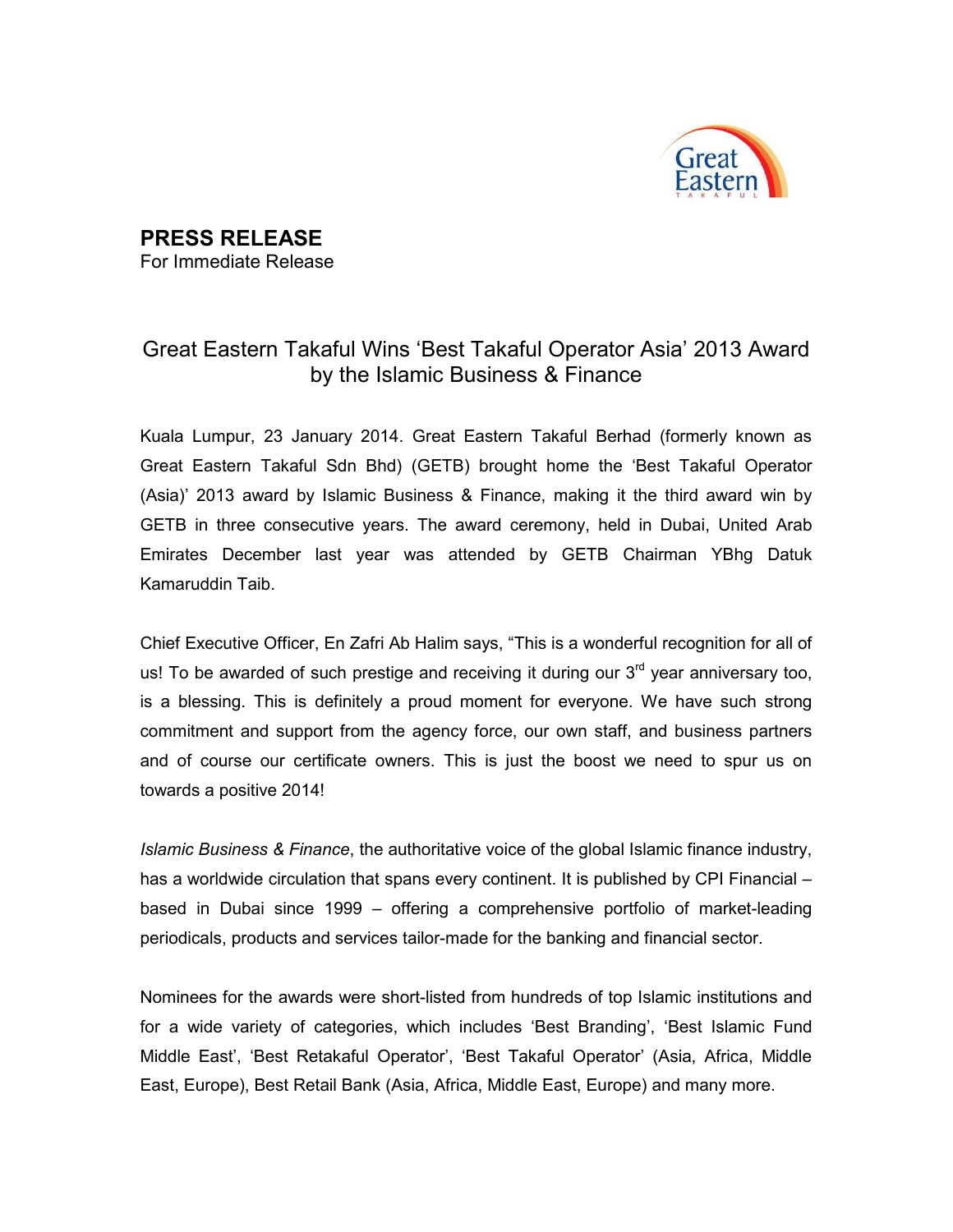# PRESS RELEASE

For Immediate Release

## Great Eastern Takaful Wins 'Best Takaful Operator Asia' 2013 Award by the Islamic Business & Finance

Kuala Lumpur, 23 January 2014. Great Eastern Takaful Berhad (formerly known as Great Eastern Takaful Sdn Bhd) (GETB) brought home the 'Best Takaful Operator (Asia)' 2013 award by Islamic Business & Finance, making it the third award win by GETB in three consecutive years. The award ceremony, held in Dubai, United Arab Emirates December last year was attended by GETB Chairman YBhg Datuk Kamaruddin Taib.

Chief Executive Officer, En Zafri Ab Halim says, "This is a wonderful recognition for all of us! To be awarded of such prestige and receiving it during our 3rd year anniversary too, is a blessing. This is definitely a proud moment for everyone. We have such strong commitment and support from the agency force, our own staff, and business partners and of course our certificate owners. This is just the boost we need to spur us on towards a positive 2014!

*Islamic Business & Finance*, the authoritative voice of the global Islamic finance industry, has a worldwide circulation that spans every continent. It is published by CPI Financial – based in Dubai since 1999 – offering a comprehensive portfolio of market-leading periodicals, products and services tailor-made for the banking and financial sector.

Nominees for the awards were short-listed from hundreds of top Islamic institutions and for a wide variety of categories, which includes 'Best Branding', 'Best Islamic Fund Middle East', 'Best Retakaful Operator', 'Best Takaful Operator' (Asia, Africa, Middle East, Europe), Best Retail Bank (Asia, Africa, Middle East, Europe) and many more.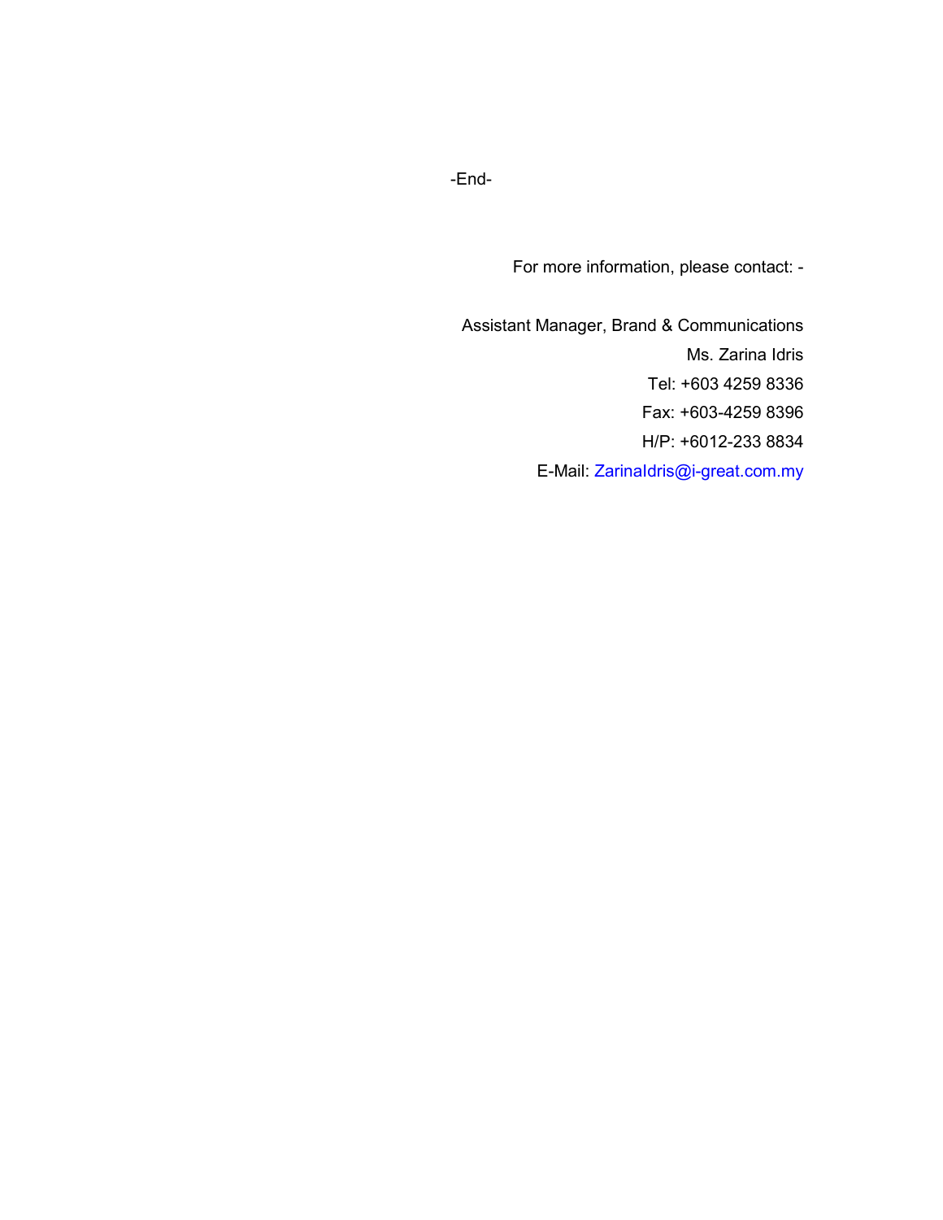-End-

For more information, please contact: -

Assistant Manager, Brand & Communications
Ms. Zarina Idris
Tel: +603 4259 8336
Fax: +603-4259 8396
H/P: +6012-233 8834
E-Mail: ZarinaIdris@i-great.com.my